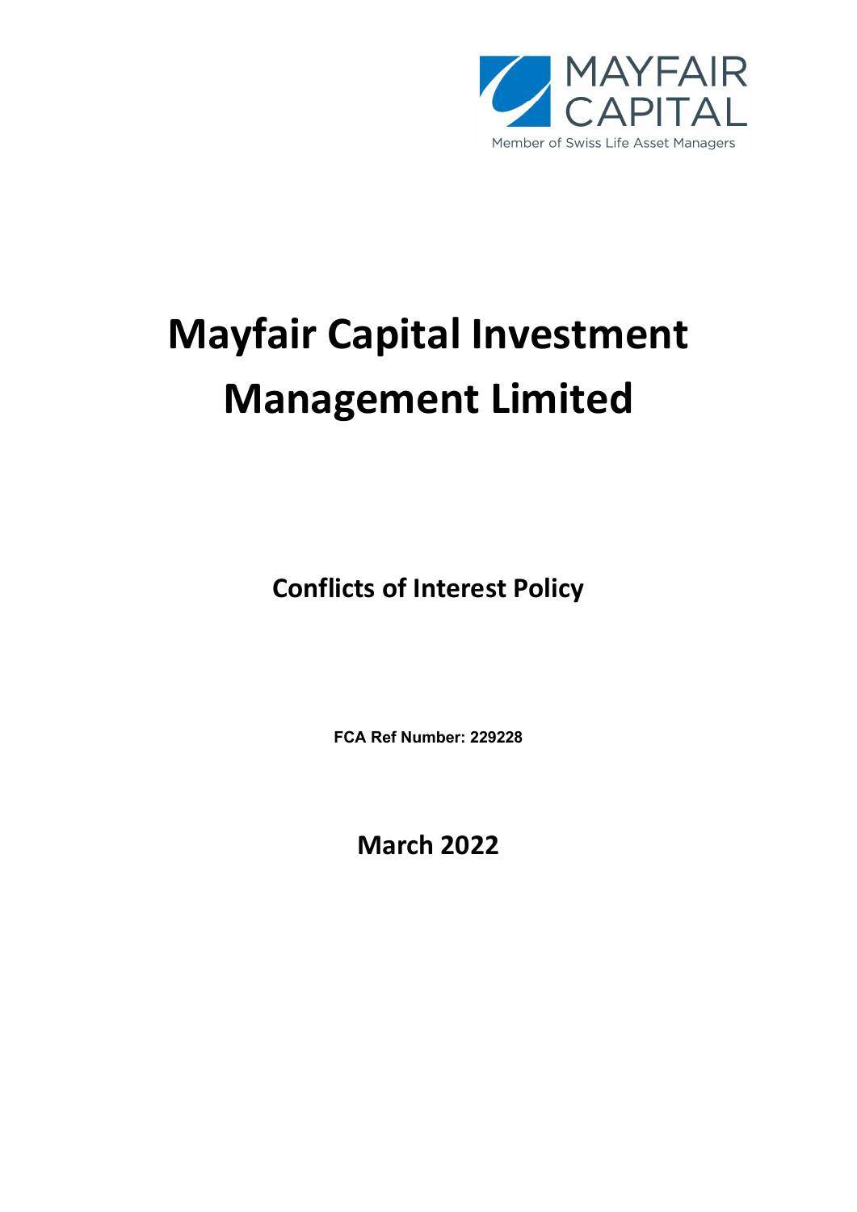MAYFAIR CAPITAL

Member of Swiss Life Asset Managers

# Mayfair Capital Investment Management Limited

## Conflicts of Interest Policy

**FCA Ref Number: 229228**

**March 2022**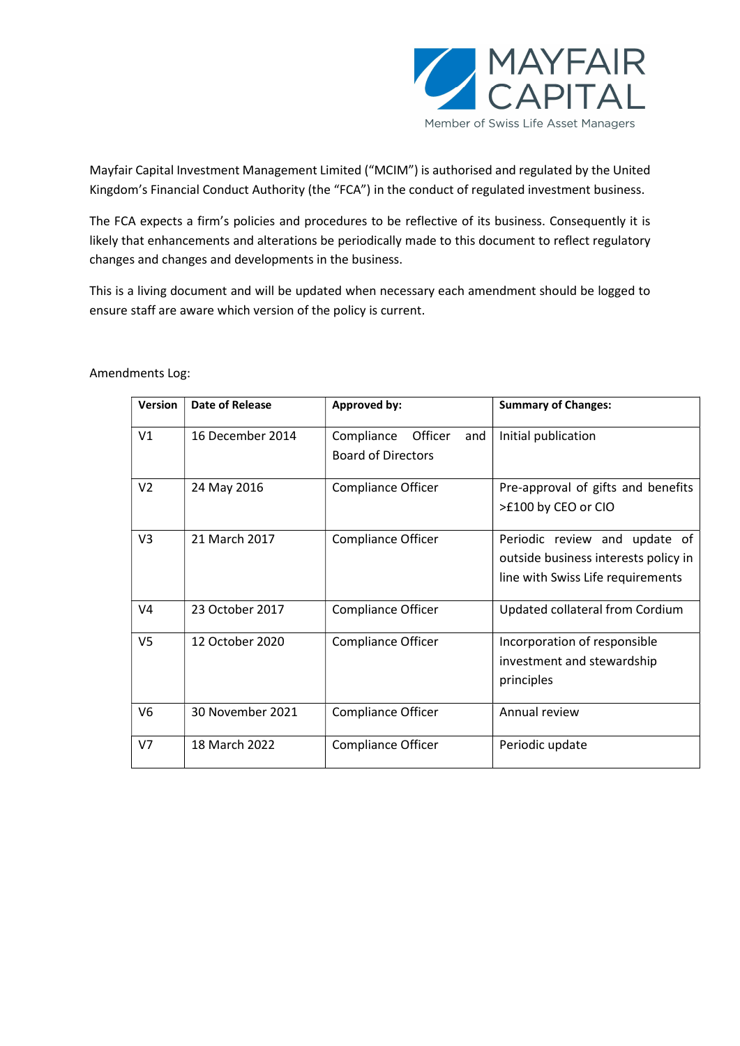Mayfair Capital Investment Management Limited ("MCIM") is authorised and regulated by the United Kingdom's Financial Conduct Authority (the "FCA") in the conduct of regulated investment business.

The FCA expects a firm's policies and procedures to be reflective of its business. Consequently it is likely that enhancements and alterations be periodically made to this document to reflect regulatory changes and changes and developments in the business.

This is a living document and will be updated when necessary each amendment should be logged to ensure staff are aware which version of the policy is current.

Amendments Log:

| Version | Date of Release | Approved by: | Summary of Changes: |
|---|---|---|---|
| V1 | 16 December 2014 | Compliance Officer and Board of Directors | Initial publication |
| V2 | 24 May 2016 | Compliance Officer | Pre-approval of gifts and benefits >£100 by CEO or CIO |
| V3 | 21 March 2017 | Compliance Officer | Periodic review and update of outside business interests policy in line with Swiss Life requirements |
| V4 | 23 October 2017 | Compliance Officer | Updated collateral from Cordium |
| V5 | 12 October 2020 | Compliance Officer | Incorporation of responsible investment and stewardship principles |
| V6 | 30 November 2021 | Compliance Officer | Annual review |
| V7 | 18 March 2022 | Compliance Officer | Periodic update |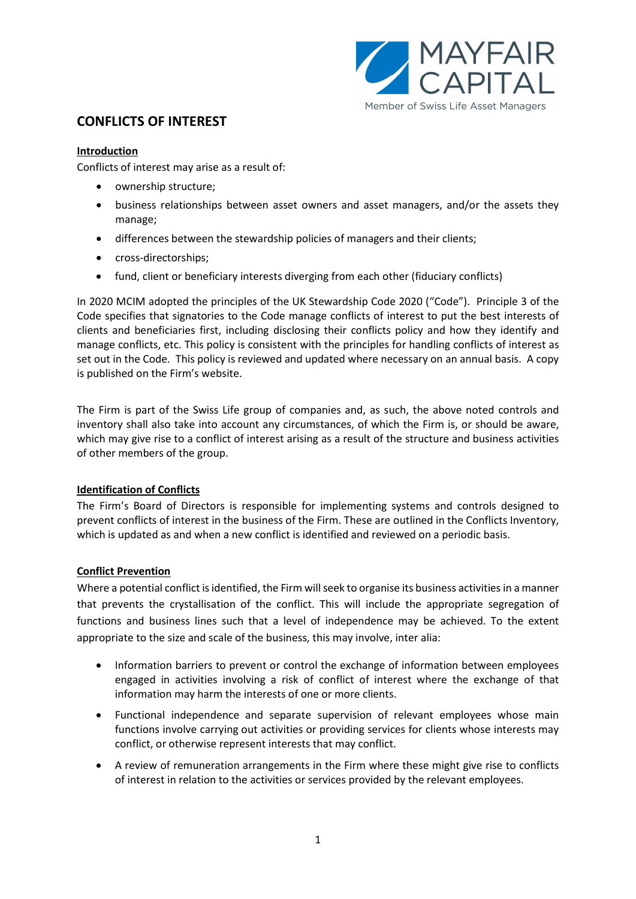## CONFLICTS OF INTEREST

**Introduction**

Conflicts of interest may arise as a result of:

- ownership structure;
- business relationships between asset owners and asset managers, and/or the assets they manage;
- differences between the stewardship policies of managers and their clients;
- cross-directorships;
- fund, client or beneficiary interests diverging from each other (fiduciary conflicts)

In 2020 MCIM adopted the principles of the UK Stewardship Code 2020 ("Code"). Principle 3 of the Code specifies that signatories to the Code manage conflicts of interest to put the best interests of clients and beneficiaries first, including disclosing their conflicts policy and how they identify and manage conflicts, etc. This policy is consistent with the principles for handling conflicts of interest as set out in the Code. This policy is reviewed and updated where necessary on an annual basis. A copy is published on the Firm's website.

The Firm is part of the Swiss Life group of companies and, as such, the above noted controls and inventory shall also take into account any circumstances, of which the Firm is, or should be aware, which may give rise to a conflict of interest arising as a result of the structure and business activities of other members of the group.

**Identification of Conflicts**

The Firm's Board of Directors is responsible for implementing systems and controls designed to prevent conflicts of interest in the business of the Firm. These are outlined in the Conflicts Inventory, which is updated as and when a new conflict is identified and reviewed on a periodic basis.

**Conflict Prevention**

Where a potential conflict is identified, the Firm will seek to organise its business activities in a manner that prevents the crystallisation of the conflict. This will include the appropriate segregation of functions and business lines such that a level of independence may be achieved. To the extent appropriate to the size and scale of the business, this may involve, inter alia:

- Information barriers to prevent or control the exchange of information between employees engaged in activities involving a risk of conflict of interest where the exchange of that information may harm the interests of one or more clients.
- Functional independence and separate supervision of relevant employees whose main functions involve carrying out activities or providing services for clients whose interests may conflict, or otherwise represent interests that may conflict.
- A review of remuneration arrangements in the Firm where these might give rise to conflicts of interest in relation to the activities or services provided by the relevant employees.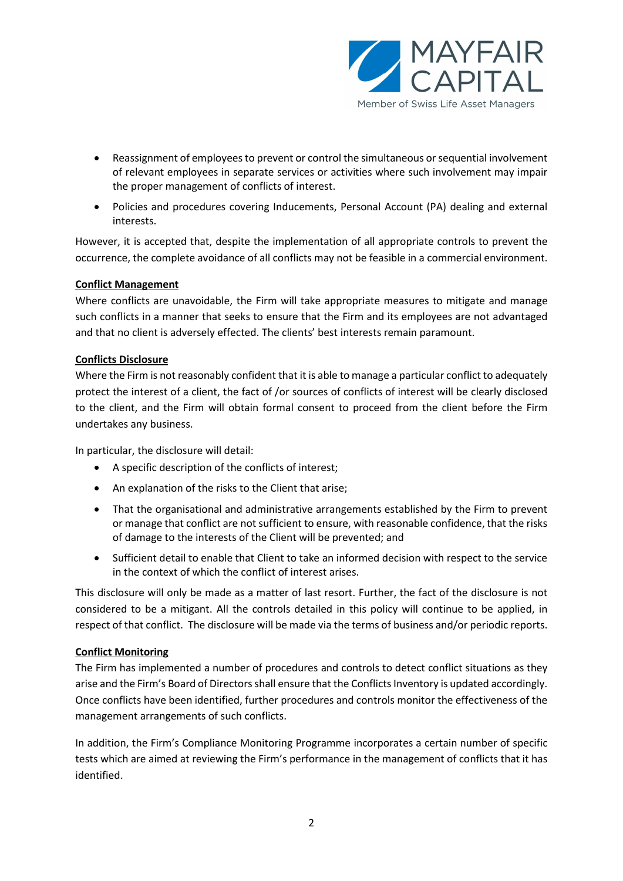- Reassignment of employees to prevent or control the simultaneous or sequential involvement of relevant employees in separate services or activities where such involvement may impair the proper management of conflicts of interest.
- Policies and procedures covering Inducements, Personal Account (PA) dealing and external interests.

However, it is accepted that, despite the implementation of all appropriate controls to prevent the occurrence, the complete avoidance of all conflicts may not be feasible in a commercial environment.

**Conflict Management**

Where conflicts are unavoidable, the Firm will take appropriate measures to mitigate and manage such conflicts in a manner that seeks to ensure that the Firm and its employees are not advantaged and that no client is adversely effected. The clients' best interests remain paramount.

**Conflicts Disclosure**

Where the Firm is not reasonably confident that it is able to manage a particular conflict to adequately protect the interest of a client, the fact of /or sources of conflicts of interest will be clearly disclosed to the client, and the Firm will obtain formal consent to proceed from the client before the Firm undertakes any business.

In particular, the disclosure will detail:

- A specific description of the conflicts of interest;
- An explanation of the risks to the Client that arise;
- That the organisational and administrative arrangements established by the Firm to prevent or manage that conflict are not sufficient to ensure, with reasonable confidence, that the risks of damage to the interests of the Client will be prevented; and
- Sufficient detail to enable that Client to take an informed decision with respect to the service in the context of which the conflict of interest arises.

This disclosure will only be made as a matter of last resort. Further, the fact of the disclosure is not considered to be a mitigant. All the controls detailed in this policy will continue to be applied, in respect of that conflict. The disclosure will be made via the terms of business and/or periodic reports.

**Conflict Monitoring**

The Firm has implemented a number of procedures and controls to detect conflict situations as they arise and the Firm's Board of Directors shall ensure that the Conflicts Inventory is updated accordingly. Once conflicts have been identified, further procedures and controls monitor the effectiveness of the management arrangements of such conflicts.

In addition, the Firm's Compliance Monitoring Programme incorporates a certain number of specific tests which are aimed at reviewing the Firm's performance in the management of conflicts that it has identified.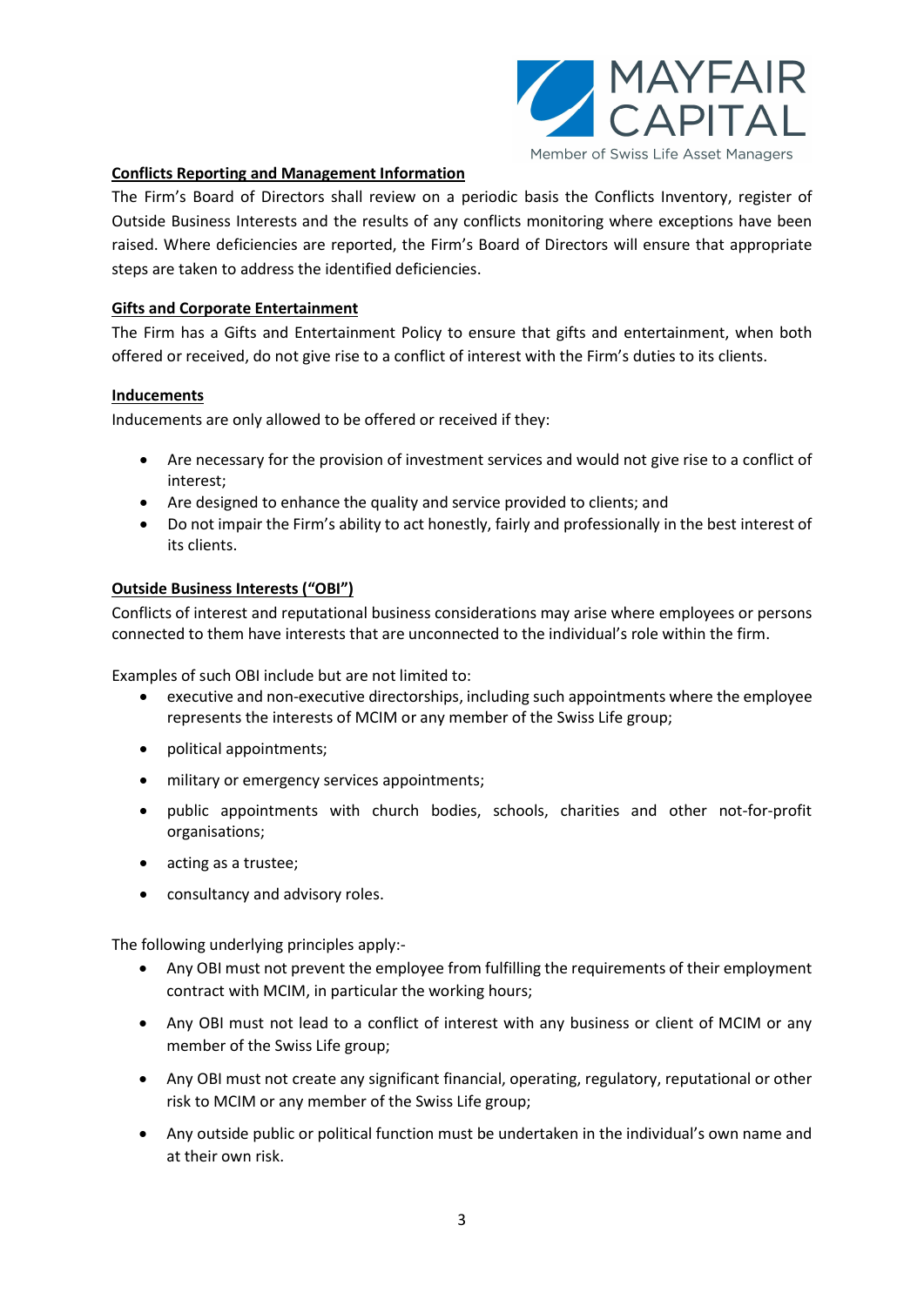**Conflicts Reporting and Management Information**

The Firm's Board of Directors shall review on a periodic basis the Conflicts Inventory, register of Outside Business Interests and the results of any conflicts monitoring where exceptions have been raised. Where deficiencies are reported, the Firm's Board of Directors will ensure that appropriate steps are taken to address the identified deficiencies.

**Gifts and Corporate Entertainment**

The Firm has a Gifts and Entertainment Policy to ensure that gifts and entertainment, when both offered or received, do not give rise to a conflict of interest with the Firm's duties to its clients.

**Inducements**

Inducements are only allowed to be offered or received if they:

- Are necessary for the provision of investment services and would not give rise to a conflict of interest;
- Are designed to enhance the quality and service provided to clients; and
- Do not impair the Firm's ability to act honestly, fairly and professionally in the best interest of its clients.

**Outside Business Interests ("OBI")**

Conflicts of interest and reputational business considerations may arise where employees or persons connected to them have interests that are unconnected to the individual's role within the firm.

Examples of such OBI include but are not limited to:

- executive and non-executive directorships, including such appointments where the employee represents the interests of MCIM or any member of the Swiss Life group;
- political appointments;
- military or emergency services appointments;
- public appointments with church bodies, schools, charities and other not-for-profit organisations;
- acting as a trustee;
- consultancy and advisory roles.

The following underlying principles apply:-

- Any OBI must not prevent the employee from fulfilling the requirements of their employment contract with MCIM, in particular the working hours;
- Any OBI must not lead to a conflict of interest with any business or client of MCIM or any member of the Swiss Life group;
- Any OBI must not create any significant financial, operating, regulatory, reputational or other risk to MCIM or any member of the Swiss Life group;
- Any outside public or political function must be undertaken in the individual's own name and at their own risk.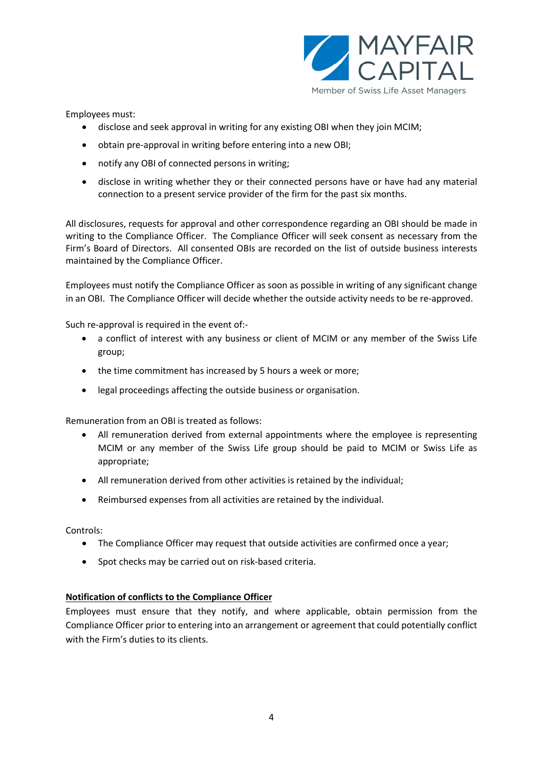Employees must:

- disclose and seek approval in writing for any existing OBI when they join MCIM;
- obtain pre-approval in writing before entering into a new OBI;
- notify any OBI of connected persons in writing;
- disclose in writing whether they or their connected persons have or have had any material connection to a present service provider of the firm for the past six months.

All disclosures, requests for approval and other correspondence regarding an OBI should be made in writing to the Compliance Officer. The Compliance Officer will seek consent as necessary from the Firm's Board of Directors. All consented OBIs are recorded on the list of outside business interests maintained by the Compliance Officer.

Employees must notify the Compliance Officer as soon as possible in writing of any significant change in an OBI. The Compliance Officer will decide whether the outside activity needs to be re-approved.

Such re-approval is required in the event of:-

- a conflict of interest with any business or client of MCIM or any member of the Swiss Life group;
- the time commitment has increased by 5 hours a week or more;
- legal proceedings affecting the outside business or organisation.

Remuneration from an OBI is treated as follows:

- All remuneration derived from external appointments where the employee is representing MCIM or any member of the Swiss Life group should be paid to MCIM or Swiss Life as appropriate;
- All remuneration derived from other activities is retained by the individual;
- Reimbursed expenses from all activities are retained by the individual.

Controls:

- The Compliance Officer may request that outside activities are confirmed once a year;
- Spot checks may be carried out on risk-based criteria.

**Notification of conflicts to the Compliance Officer**

Employees must ensure that they notify, and where applicable, obtain permission from the Compliance Officer prior to entering into an arrangement or agreement that could potentially conflict with the Firm's duties to its clients.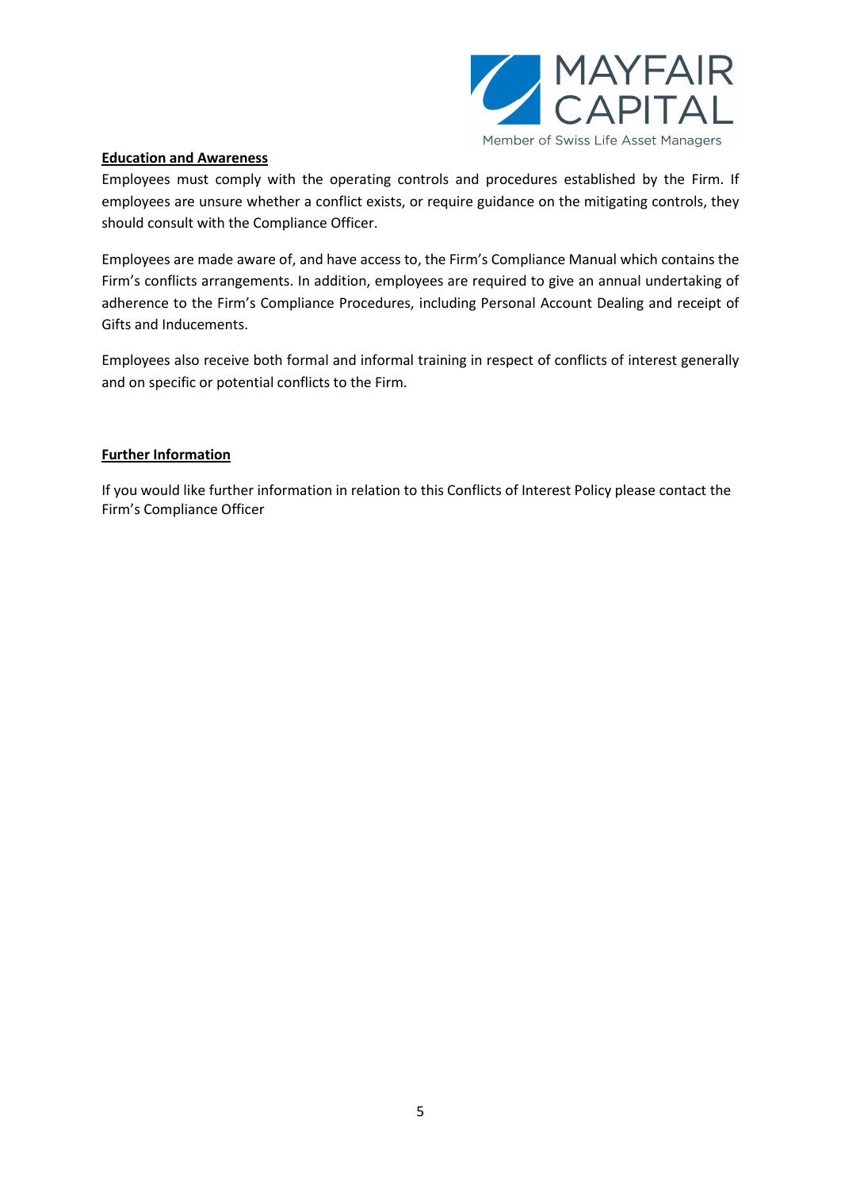**Education and Awareness**

Employees must comply with the operating controls and procedures established by the Firm. If employees are unsure whether a conflict exists, or require guidance on the mitigating controls, they should consult with the Compliance Officer.

Employees are made aware of, and have access to, the Firm's Compliance Manual which contains the Firm's conflicts arrangements. In addition, employees are required to give an annual undertaking of adherence to the Firm's Compliance Procedures, including Personal Account Dealing and receipt of Gifts and Inducements.

Employees also receive both formal and informal training in respect of conflicts of interest generally and on specific or potential conflicts to the Firm.

**Further Information**

If you would like further information in relation to this Conflicts of Interest Policy please contact the Firm's Compliance Officer